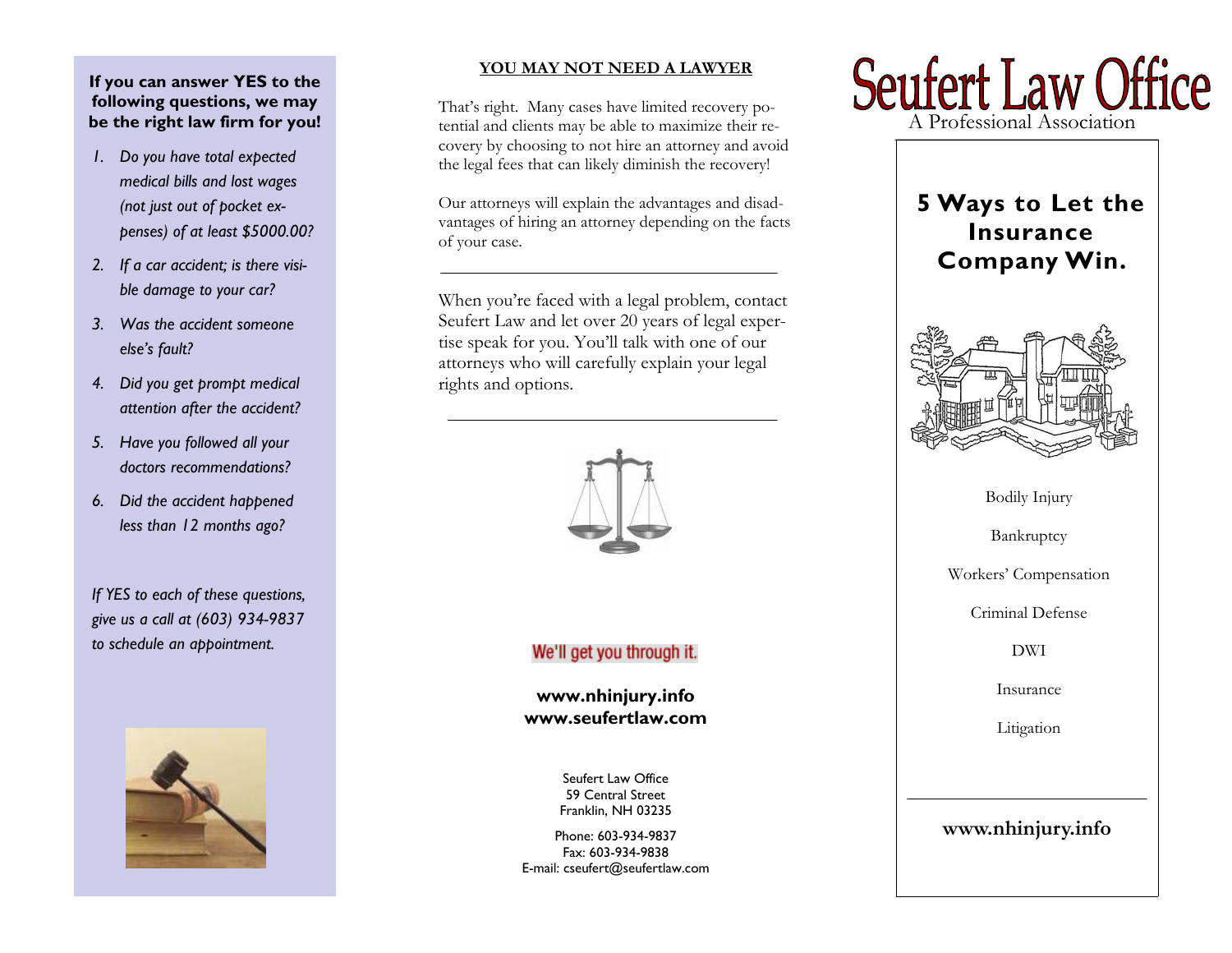**If you can answer YES to the following questions, we may be the right law firm for you!**

1. *Do you have total expected medical bills and lost wages (not just out of pocket expenses) of at least $5000.00?*
2. *If a car accident; is there visible damage to your car?*
3. *Was the accident someone else's fault?*
4. *Did you get prompt medical attention after the accident?*
5. *Have you followed all your doctors recommendations?*
6. *Did the accident happened less than 12 months ago?*

*If YES to each of these questions, give us a call at (603) 934-9837 to schedule an appointment.*

## YOU MAY NOT NEED A LAWYER

That's right. Many cases have limited recovery potential and clients may be able to maximize their recovery by choosing to not hire an attorney and avoid the legal fees that can likely diminish the recovery!

Our attorneys will explain the advantages and disadvantages of hiring an attorney depending on the facts of your case.

---

When you're faced with a legal problem, contact Seufert Law and let over 20 years of legal expertise speak for you. You'll talk with one of our attorneys who will carefully explain your legal rights and options.

---

We'll get you through it.

**www.nhinjury.info**
**www.seufertlaw.com**

Seufert Law Office
59 Central Street
Franklin, NH 03235

Phone: 603-934-9837
Fax: 603-934-9838
E-mail: cseufert@seufertlaw.com

# Seufert Law Office

A Professional Association

## 5 Ways to Let the Insurance Company Win.

Bodily Injury

Bankruptcy

Workers' Compensation

Criminal Defense

DWI

Insurance

Litigation

---

**www.nhinjury.info**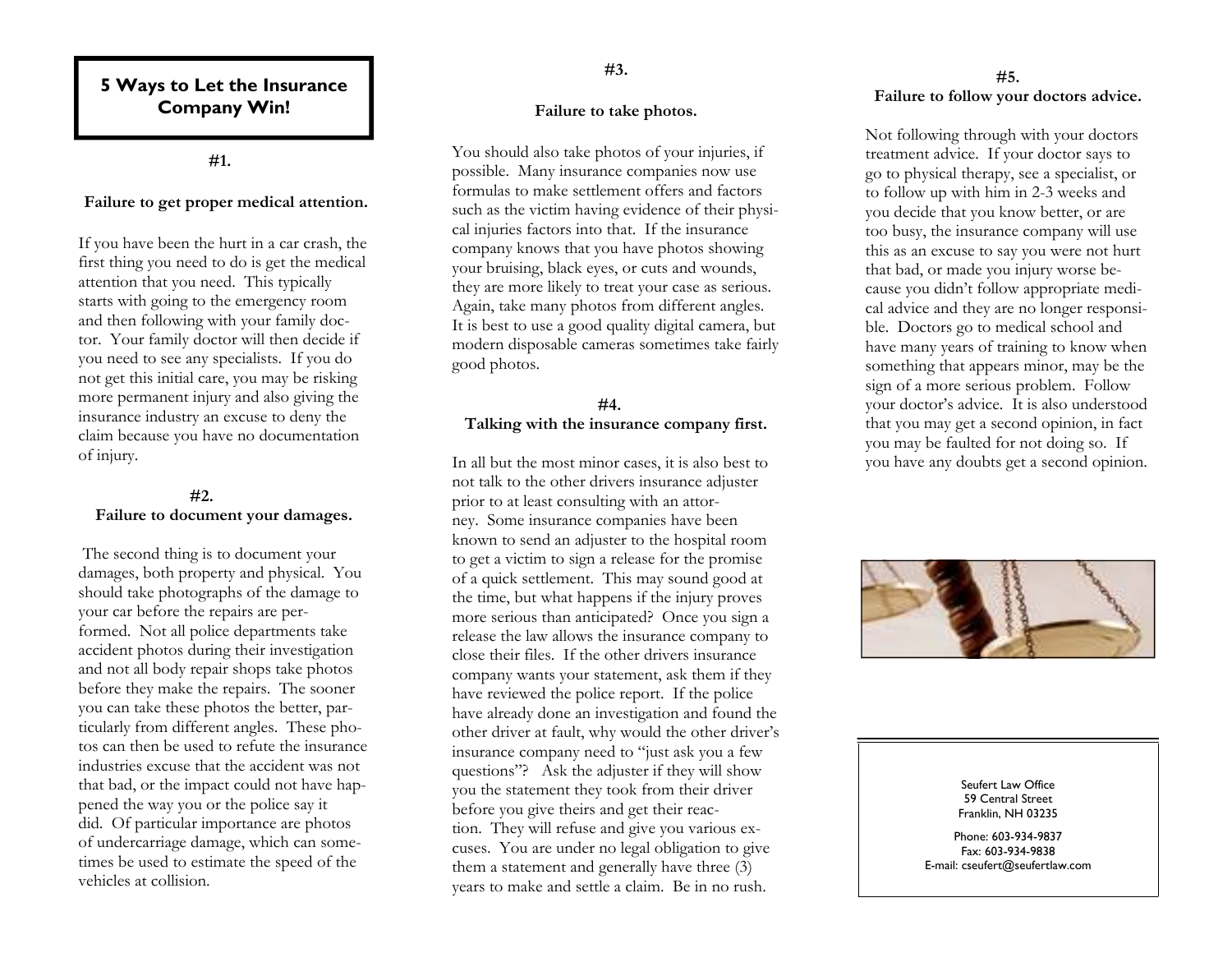# 5 Ways to Let the Insurance Company Win!

## #1.

### Failure to get proper medical attention.

If you have been the hurt in a car crash, the first thing you need to do is get the medical attention that you need. This typically starts with going to the emergency room and then following with your family doctor. Your family doctor will then decide if you need to see any specialists. If you do not get this initial care, you may be risking more permanent injury and also giving the insurance industry an excuse to deny the claim because you have no documentation of injury.

## #2.

### Failure to document your damages.

The second thing is to document your damages, both property and physical. You should take photographs of the damage to your car before the repairs are performed. Not all police departments take accident photos during their investigation and not all body repair shops take photos before they make the repairs. The sooner you can take these photos the better, particularly from different angles. These photos can then be used to refute the insurance industries excuse that the accident was not that bad, or the impact could not have happened the way you or the police say it did. Of particular importance are photos of undercarriage damage, which can sometimes be used to estimate the speed of the vehicles at collision.

## #3.

### Failure to take photos.

You should also take photos of your injuries, if possible. Many insurance companies now use formulas to make settlement offers and factors such as the victim having evidence of their physical injuries factors into that. If the insurance company knows that you have photos showing your bruising, black eyes, or cuts and wounds, they are more likely to treat your case as serious. Again, take many photos from different angles. It is best to use a good quality digital camera, but modern disposable cameras sometimes take fairly good photos.

## #4.

### Talking with the insurance company first.

In all but the most minor cases, it is also best to not talk to the other drivers insurance adjuster prior to at least consulting with an attorney. Some insurance companies have been known to send an adjuster to the hospital room to get a victim to sign a release for the promise of a quick settlement. This may sound good at the time, but what happens if the injury proves more serious than anticipated? Once you sign a release the law allows the insurance company to close their files. If the other drivers insurance company wants your statement, ask them if they have reviewed the police report. If the police have already done an investigation and found the other driver at fault, why would the other driver's insurance company need to "just ask you a few questions"? Ask the adjuster if they will show you the statement they took from their driver before you give theirs and get their reaction. They will refuse and give you various excuses. You are under no legal obligation to give them a statement and generally have three (3) years to make and settle a claim. Be in no rush.

## #5.

### Failure to follow your doctors advice.

Not following through with your doctors treatment advice. If your doctor says to go to physical therapy, see a specialist, or to follow up with him in 2-3 weeks and you decide that you know better, or are too busy, the insurance company will use this as an excuse to say you were not hurt that bad, or made you injury worse because you didn't follow appropriate medical advice and they are no longer responsible. Doctors go to medical school and have many years of training to know when something that appears minor, may be the sign of a more serious problem. Follow your doctor's advice. It is also understood that you may get a second opinion, in fact you may be faulted for not doing so. If you have any doubts get a second opinion.

Seufert Law Office
59 Central Street
Franklin, NH 03235

Phone: 603-934-9837
Fax: 603-934-9838
E-mail: cseufert@seufertlaw.com